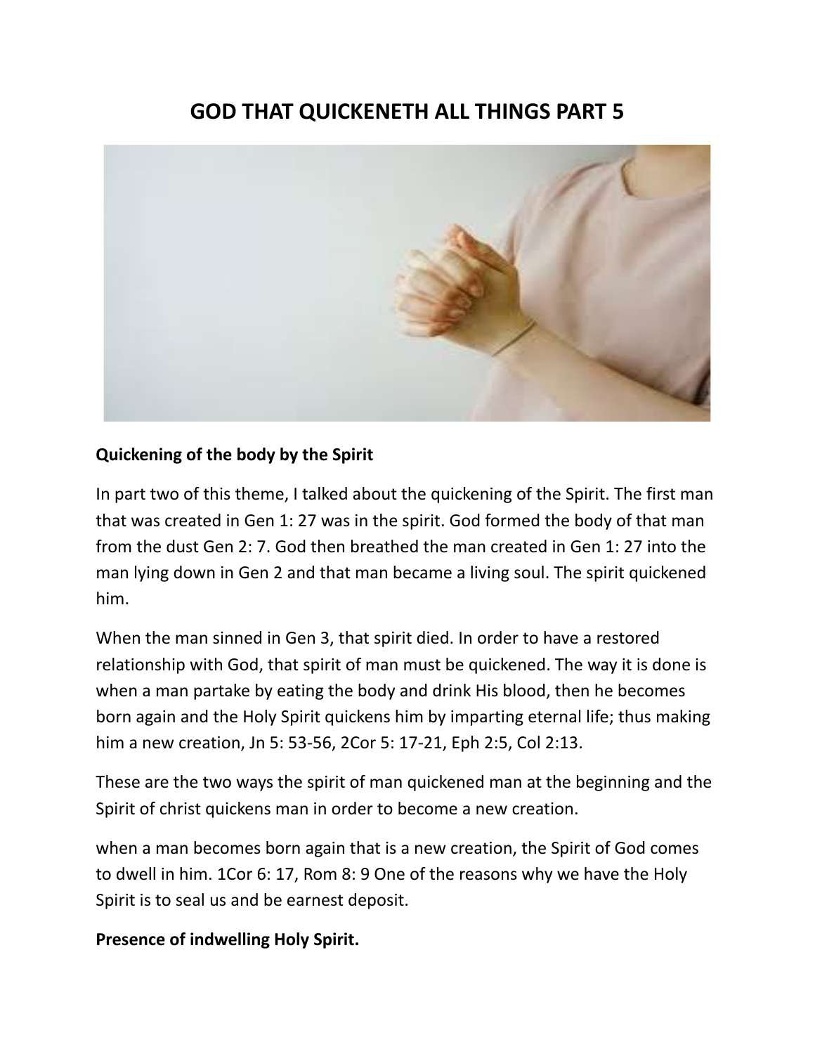# GOD THAT QUICKENETH ALL THINGS PART 5

**Quickening of the body by the Spirit**

In part two of this theme, I talked about the quickening of the Spirit. The first man that was created in Gen 1: 27 was in the spirit. God formed the body of that man from the dust Gen 2: 7. God then breathed the man created in Gen 1: 27 into the man lying down in Gen 2 and that man became a living soul. The spirit quickened him.

When the man sinned in Gen 3, that spirit died. In order to have a restored relationship with God, that spirit of man must be quickened. The way it is done is when a man partake by eating the body and drink His blood, then he becomes born again and the Holy Spirit quickens him by imparting eternal life; thus making him a new creation, Jn 5: 53-56, 2Cor 5: 17-21, Eph 2:5, Col 2:13.

These are the two ways the spirit of man quickened man at the beginning and the Spirit of christ quickens man in order to become a new creation.

when a man becomes born again that is a new creation, the Spirit of God comes to dwell in him. 1Cor 6: 17, Rom 8: 9 One of the reasons why we have the Holy Spirit is to seal us and be earnest deposit.

**Presence of indwelling Holy Spirit.**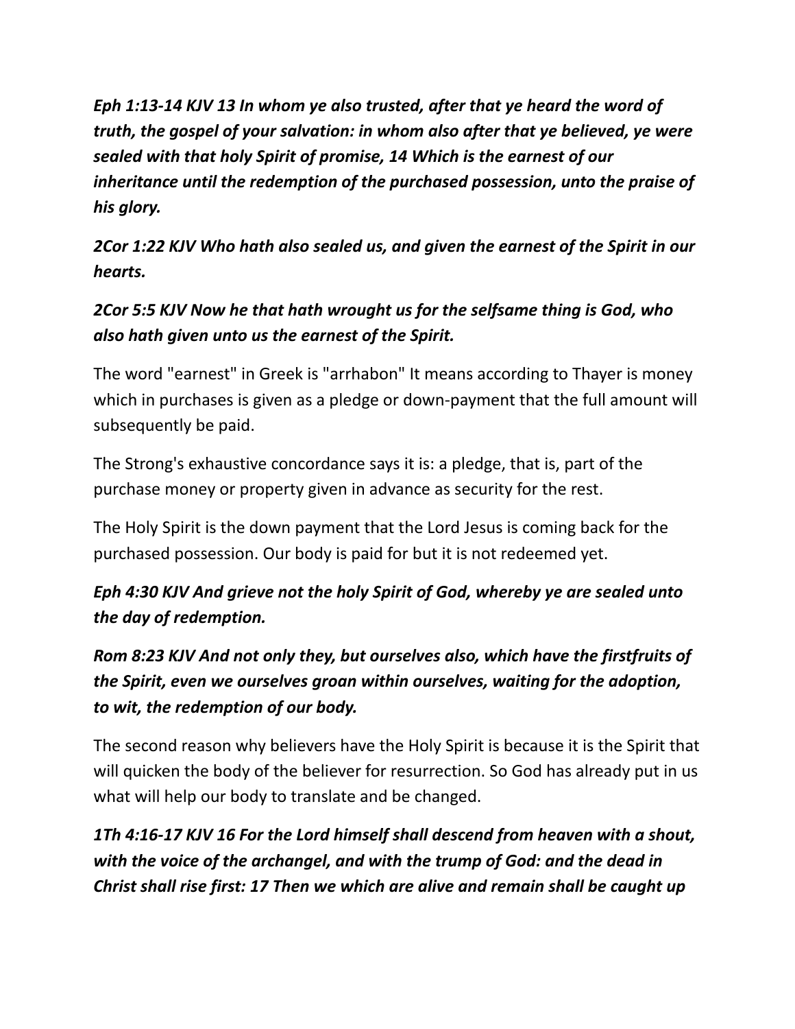***Eph 1:13-14 KJV 13 In whom ye also trusted, after that ye heard the word of truth, the gospel of your salvation: in whom also after that ye believed, ye were sealed with that holy Spirit of promise, 14 Which is the earnest of our inheritance until the redemption of the purchased possession, unto the praise of his glory.***

***2Cor 1:22 KJV Who hath also sealed us, and given the earnest of the Spirit in our hearts.***

***2Cor 5:5 KJV Now he that hath wrought us for the selfsame thing is God, who also hath given unto us the earnest of the Spirit.***

The word "earnest" in Greek is "arrhabon" It means according to Thayer is money which in purchases is given as a pledge or down-payment that the full amount will subsequently be paid.

The Strong's exhaustive concordance says it is: a pledge, that is, part of the purchase money or property given in advance as security for the rest.

The Holy Spirit is the down payment that the Lord Jesus is coming back for the purchased possession. Our body is paid for but it is not redeemed yet.

***Eph 4:30 KJV And grieve not the holy Spirit of God, whereby ye are sealed unto the day of redemption.***

***Rom 8:23 KJV And not only they, but ourselves also, which have the firstfruits of the Spirit, even we ourselves groan within ourselves, waiting for the adoption, to wit, the redemption of our body.***

The second reason why believers have the Holy Spirit is because it is the Spirit that will quicken the body of the believer for resurrection. So God has already put in us what will help our body to translate and be changed.

***1Th 4:16-17 KJV 16 For the Lord himself shall descend from heaven with a shout, with the voice of the archangel, and with the trump of God: and the dead in Christ shall rise first: 17 Then we which are alive and remain shall be caught up***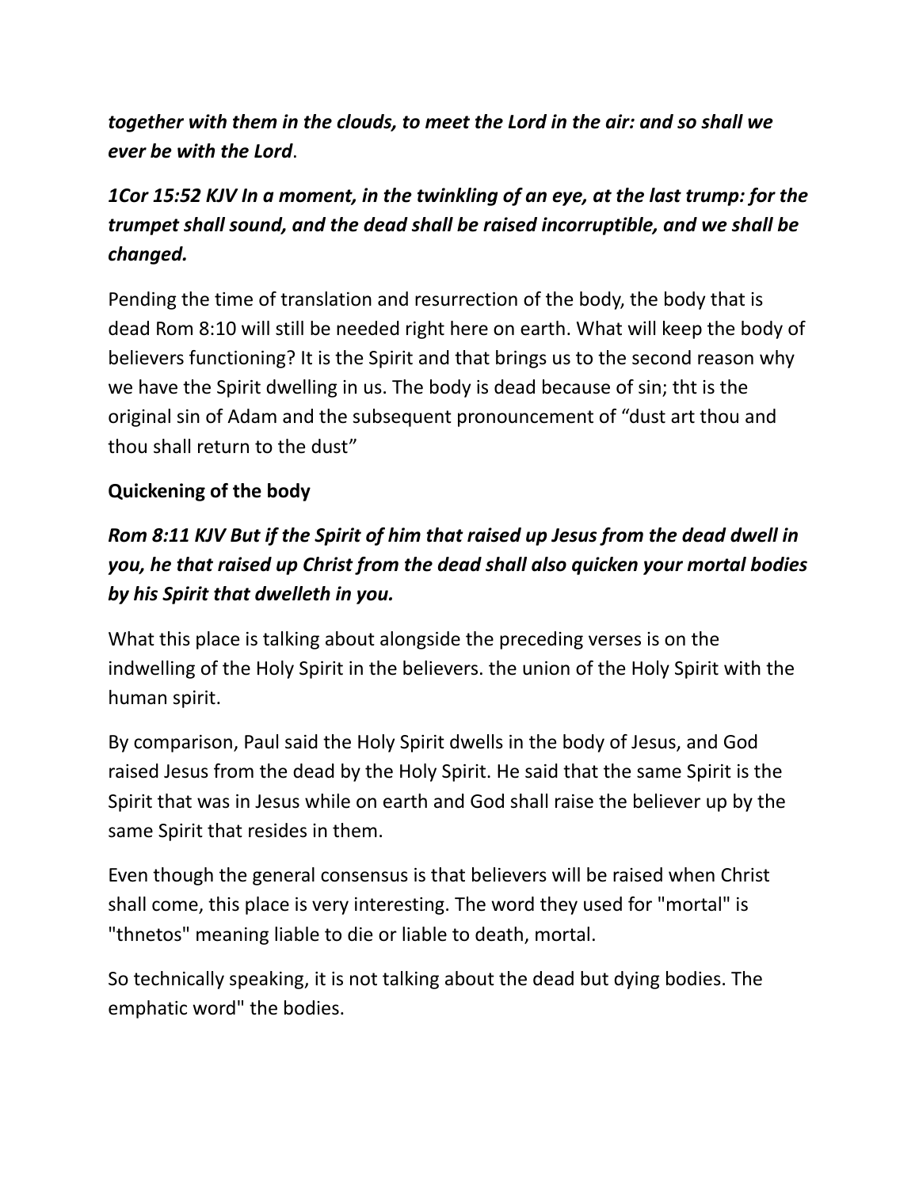***together with them in the clouds, to meet the Lord in the air: and so shall we ever be with the Lord***.

***1Cor 15:52 KJV In a moment, in the twinkling of an eye, at the last trump: for the trumpet shall sound, and the dead shall be raised incorruptible, and we shall be changed.***

Pending the time of translation and resurrection of the body, the body that is dead Rom 8:10 will still be needed right here on earth. What will keep the body of believers functioning? It is the Spirit and that brings us to the second reason why we have the Spirit dwelling in us. The body is dead because of sin; tht is the original sin of Adam and the subsequent pronouncement of "dust art thou and thou shall return to the dust"

**Quickening of the body**

***Rom 8:11 KJV But if the Spirit of him that raised up Jesus from the dead dwell in you, he that raised up Christ from the dead shall also quicken your mortal bodies by his Spirit that dwelleth in you.***

What this place is talking about alongside the preceding verses is on the indwelling of the Holy Spirit in the believers. the union of the Holy Spirit with the human spirit.

By comparison, Paul said the Holy Spirit dwells in the body of Jesus, and God raised Jesus from the dead by the Holy Spirit. He said that the same Spirit is the Spirit that was in Jesus while on earth and God shall raise the believer up by the same Spirit that resides in them.

Even though the general consensus is that believers will be raised when Christ shall come, this place is very interesting. The word they used for "mortal" is "thnetos" meaning liable to die or liable to death, mortal.

So technically speaking, it is not talking about the dead but dying bodies. The emphatic word" the bodies.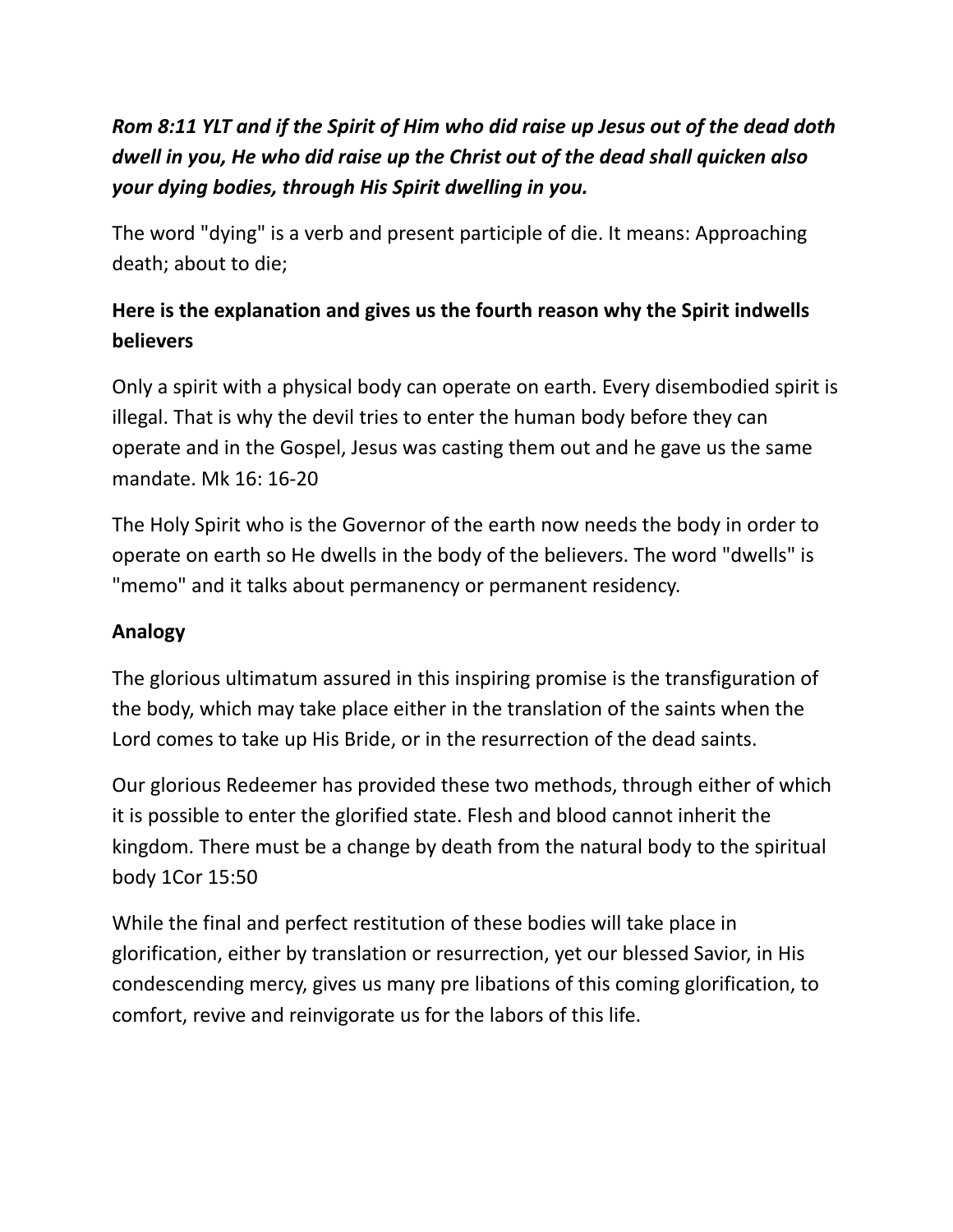***Rom 8:11 YLT and if the Spirit of Him who did raise up Jesus out of the dead doth dwell in you, He who did raise up the Christ out of the dead shall quicken also your dying bodies, through His Spirit dwelling in you.***

The word "dying" is a verb and present participle of die. It means: Approaching death; about to die;

**Here is the explanation and gives us the fourth reason why the Spirit indwells believers**

Only a spirit with a physical body can operate on earth. Every disembodied spirit is illegal. That is why the devil tries to enter the human body before they can operate and in the Gospel, Jesus was casting them out and he gave us the same mandate. Mk 16: 16-20

The Holy Spirit who is the Governor of the earth now needs the body in order to operate on earth so He dwells in the body of the believers. The word "dwells" is "memo" and it talks about permanency or permanent residency.

**Analogy**

The glorious ultimatum assured in this inspiring promise is the transfiguration of the body, which may take place either in the translation of the saints when the Lord comes to take up His Bride, or in the resurrection of the dead saints.

Our glorious Redeemer has provided these two methods, through either of which it is possible to enter the glorified state. Flesh and blood cannot inherit the kingdom. There must be a change by death from the natural body to the spiritual body 1Cor 15:50

While the final and perfect restitution of these bodies will take place in glorification, either by translation or resurrection, yet our blessed Savior, in His condescending mercy, gives us many pre libations of this coming glorification, to comfort, revive and reinvigorate us for the labors of this life.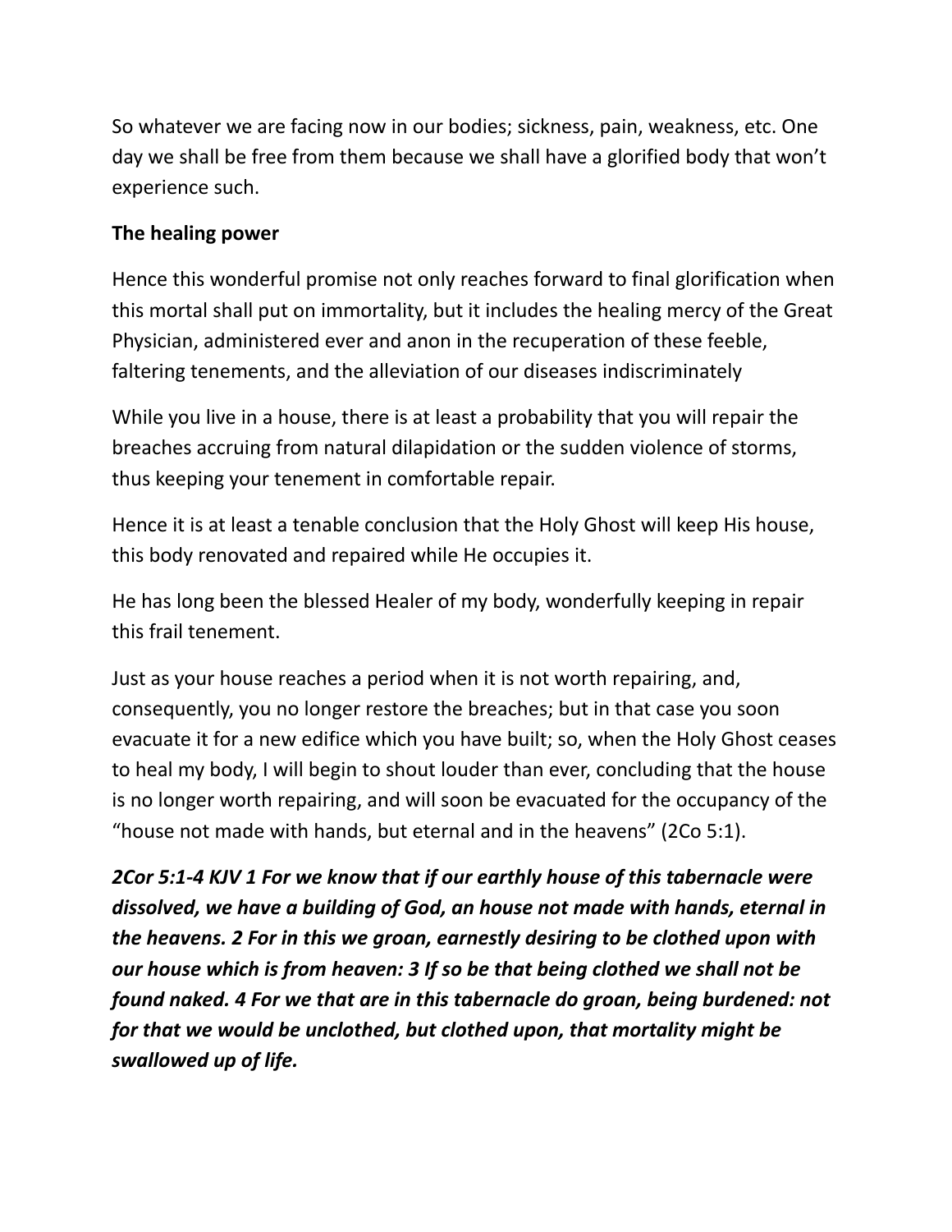So whatever we are facing now in our bodies; sickness, pain, weakness, etc. One day we shall be free from them because we shall have a glorified body that won't experience such.

**The healing power**

Hence this wonderful promise not only reaches forward to final glorification when this mortal shall put on immortality, but it includes the healing mercy of the Great Physician, administered ever and anon in the recuperation of these feeble, faltering tenements, and the alleviation of our diseases indiscriminately

While you live in a house, there is at least a probability that you will repair the breaches accruing from natural dilapidation or the sudden violence of storms, thus keeping your tenement in comfortable repair.

Hence it is at least a tenable conclusion that the Holy Ghost will keep His house, this body renovated and repaired while He occupies it.

He has long been the blessed Healer of my body, wonderfully keeping in repair this frail tenement.

Just as your house reaches a period when it is not worth repairing, and, consequently, you no longer restore the breaches; but in that case you soon evacuate it for a new edifice which you have built; so, when the Holy Ghost ceases to heal my body, I will begin to shout louder than ever, concluding that the house is no longer worth repairing, and will soon be evacuated for the occupancy of the "house not made with hands, but eternal and in the heavens" (2Co 5:1).

***2Cor 5:1-4 KJV 1 For we know that if our earthly house of this tabernacle were dissolved, we have a building of God, an house not made with hands, eternal in the heavens. 2 For in this we groan, earnestly desiring to be clothed upon with our house which is from heaven: 3 If so be that being clothed we shall not be found naked. 4 For we that are in this tabernacle do groan, being burdened: not for that we would be unclothed, but clothed upon, that mortality might be swallowed up of life.***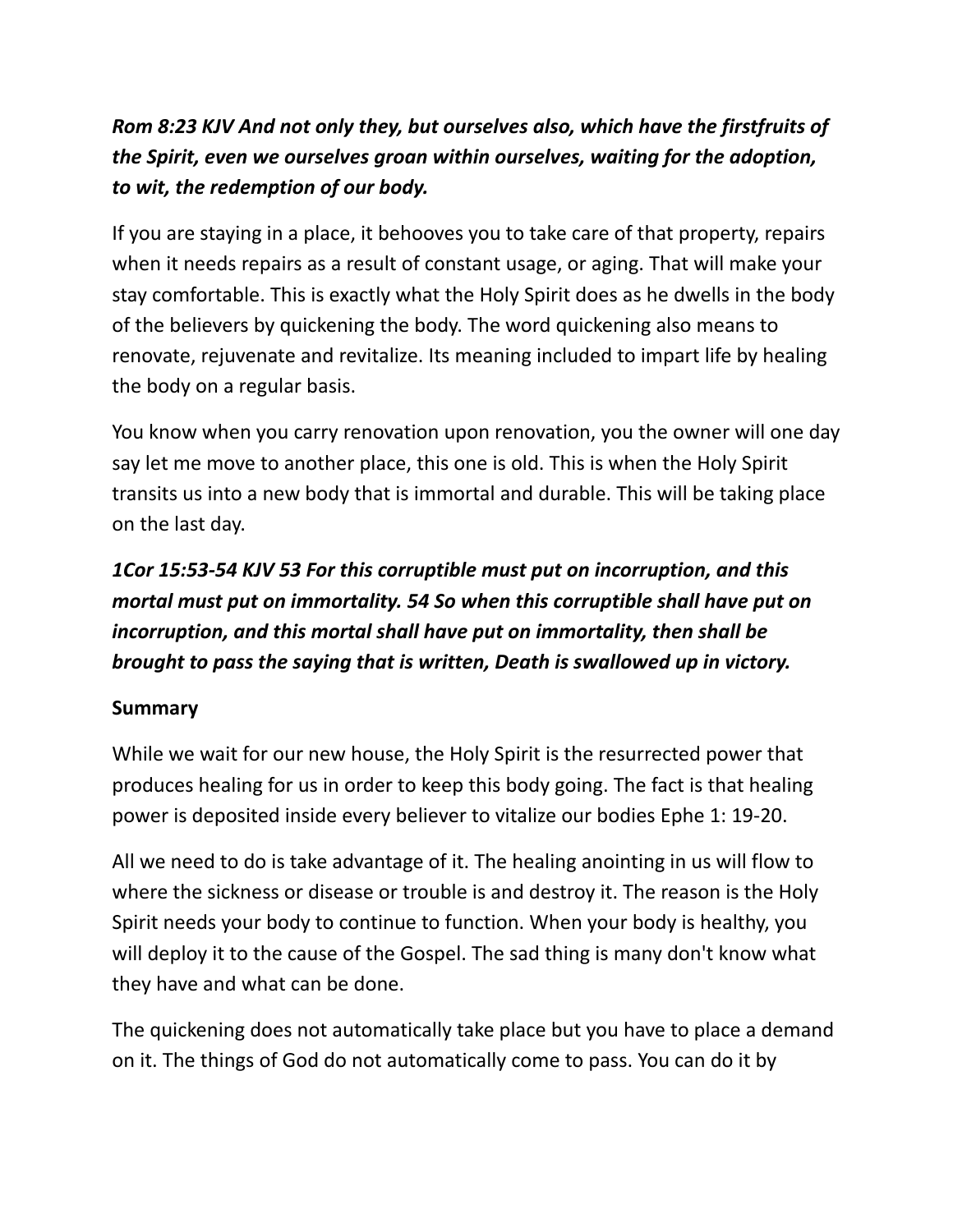***Rom 8:23 KJV And not only they, but ourselves also, which have the firstfruits of the Spirit, even we ourselves groan within ourselves, waiting for the adoption, to wit, the redemption of our body.***

If you are staying in a place, it behooves you to take care of that property, repairs when it needs repairs as a result of constant usage, or aging. That will make your stay comfortable. This is exactly what the Holy Spirit does as he dwells in the body of the believers by quickening the body. The word quickening also means to renovate, rejuvenate and revitalize. Its meaning included to impart life by healing the body on a regular basis.

You know when you carry renovation upon renovation, you the owner will one day say let me move to another place, this one is old. This is when the Holy Spirit transits us into a new body that is immortal and durable. This will be taking place on the last day.

***1Cor 15:53-54 KJV 53 For this corruptible must put on incorruption, and this mortal must put on immortality. 54 So when this corruptible shall have put on incorruption, and this mortal shall have put on immortality, then shall be brought to pass the saying that is written, Death is swallowed up in victory.***

**Summary**

While we wait for our new house, the Holy Spirit is the resurrected power that produces healing for us in order to keep this body going. The fact is that healing power is deposited inside every believer to vitalize our bodies Ephe 1: 19-20.

All we need to do is take advantage of it. The healing anointing in us will flow to where the sickness or disease or trouble is and destroy it. The reason is the Holy Spirit needs your body to continue to function. When your body is healthy, you will deploy it to the cause of the Gospel. The sad thing is many don't know what they have and what can be done.

The quickening does not automatically take place but you have to place a demand on it. The things of God do not automatically come to pass. You can do it by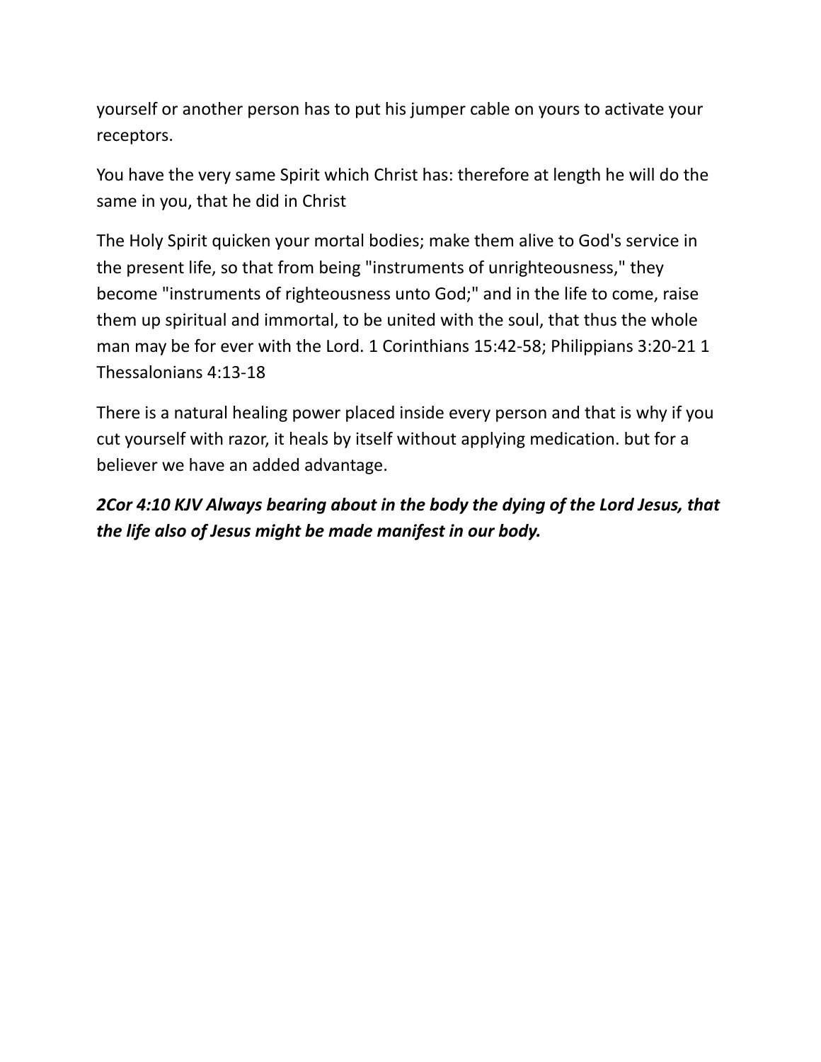yourself or another person has to put his jumper cable on yours to activate your receptors.

You have the very same Spirit which Christ has: therefore at length he will do the same in you, that he did in Christ

The Holy Spirit quicken your mortal bodies; make them alive to God's service in the present life, so that from being "instruments of unrighteousness," they become "instruments of righteousness unto God;" and in the life to come, raise them up spiritual and immortal, to be united with the soul, that thus the whole man may be for ever with the Lord. 1 Corinthians 15:42-58; Philippians 3:20-21 1 Thessalonians 4:13-18

There is a natural healing power placed inside every person and that is why if you cut yourself with razor, it heals by itself without applying medication. but for a believer we have an added advantage.

***2Cor 4:10 KJV Always bearing about in the body the dying of the Lord Jesus, that the life also of Jesus might be made manifest in our body.***